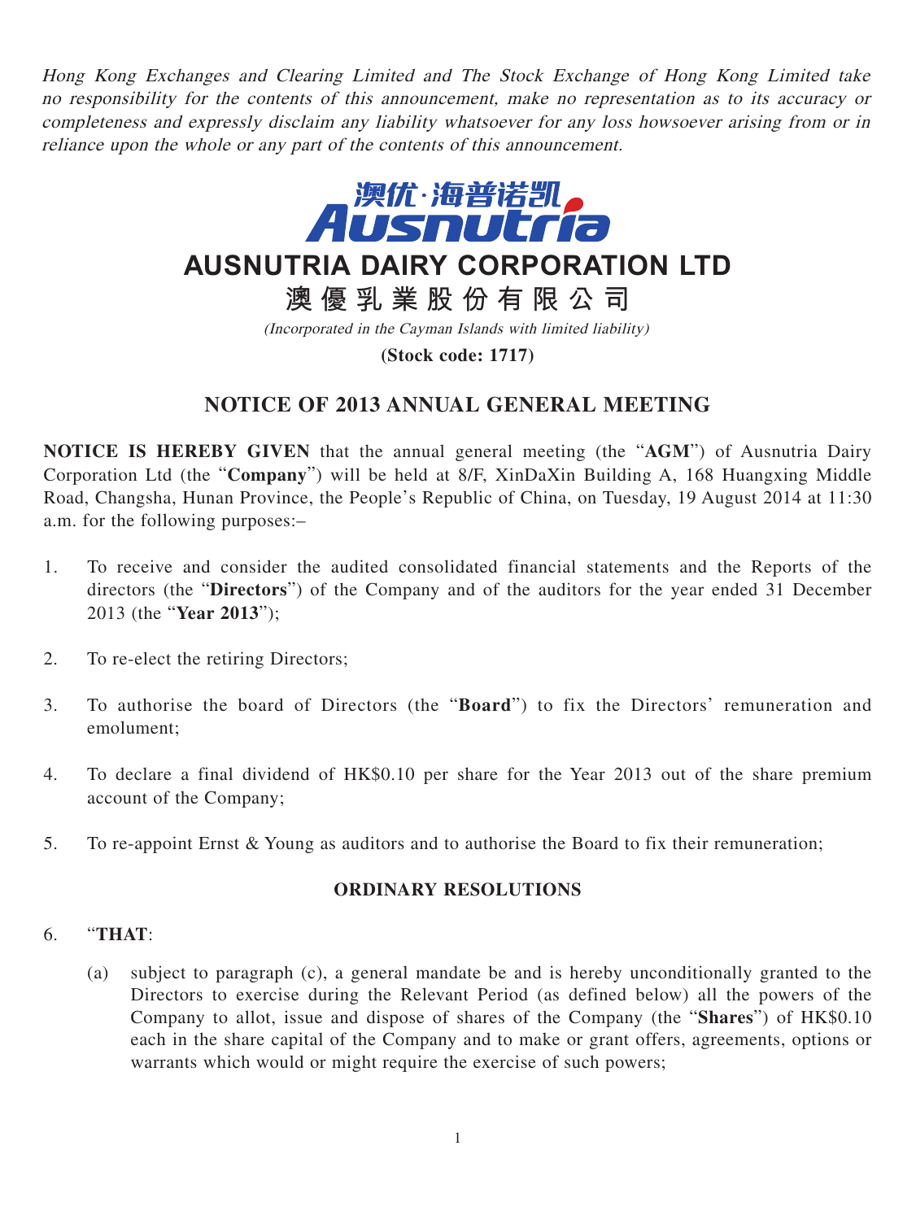*Hong Kong Exchanges and Clearing Limited and The Stock Exchange of Hong Kong Limited take no responsibility for the contents of this announcement, make no representation as to its accuracy or completeness and expressly disclaim any liability whatsoever for any loss howsoever arising from or in reliance upon the whole or any part of the contents of this announcement.*

# AUSNUTRIA DAIRY CORPORATION LTD

# 澳優乳業股份有限公司

*(Incorporated in the Cayman Islands with limited liability)*

**(Stock code: 1717)**

## NOTICE OF 2013 ANNUAL GENERAL MEETING

**NOTICE IS HEREBY GIVEN** that the annual general meeting (the "**AGM**") of Ausnutria Dairy Corporation Ltd (the "**Company**") will be held at 8/F, XinDaXin Building A, 168 Huangxing Middle Road, Changsha, Hunan Province, the People's Republic of China, on Tuesday, 19 August 2014 at 11:30 a.m. for the following purposes:–

1. To receive and consider the audited consolidated financial statements and the Reports of the directors (the "**Directors**") of the Company and of the auditors for the year ended 31 December 2013 (the "**Year 2013**");

2. To re-elect the retiring Directors;

3. To authorise the board of Directors (the "**Board**") to fix the Directors' remuneration and emolument;

4. To declare a final dividend of HK$0.10 per share for the Year 2013 out of the share premium account of the Company;

5. To re-appoint Ernst & Young as auditors and to authorise the Board to fix their remuneration;

### ORDINARY RESOLUTIONS

6. "**THAT**:

   (a) subject to paragraph (c), a general mandate be and is hereby unconditionally granted to the Directors to exercise during the Relevant Period (as defined below) all the powers of the Company to allot, issue and dispose of shares of the Company (the "**Shares**") of HK$0.10 each in the share capital of the Company and to make or grant offers, agreements, options or warrants which would or might require the exercise of such powers;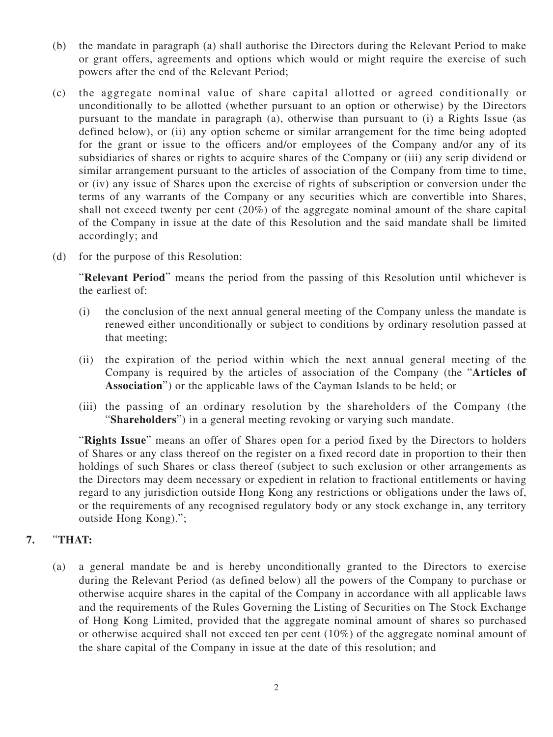(b) the mandate in paragraph (a) shall authorise the Directors during the Relevant Period to make or grant offers, agreements and options which would or might require the exercise of such powers after the end of the Relevant Period;

(c) the aggregate nominal value of share capital allotted or agreed conditionally or unconditionally to be allotted (whether pursuant to an option or otherwise) by the Directors pursuant to the mandate in paragraph (a), otherwise than pursuant to (i) a Rights Issue (as defined below), or (ii) any option scheme or similar arrangement for the time being adopted for the grant or issue to the officers and/or employees of the Company and/or any of its subsidiaries of shares or rights to acquire shares of the Company or (iii) any scrip dividend or similar arrangement pursuant to the articles of association of the Company from time to time, or (iv) any issue of Shares upon the exercise of rights of subscription or conversion under the terms of any warrants of the Company or any securities which are convertible into Shares, shall not exceed twenty per cent (20%) of the aggregate nominal amount of the share capital of the Company in issue at the date of this Resolution and the said mandate shall be limited accordingly; and

(d) for the purpose of this Resolution:

"**Relevant Period**" means the period from the passing of this Resolution until whichever is the earliest of:

(i) the conclusion of the next annual general meeting of the Company unless the mandate is renewed either unconditionally or subject to conditions by ordinary resolution passed at that meeting;

(ii) the expiration of the period within which the next annual general meeting of the Company is required by the articles of association of the Company (the "**Articles of Association**") or the applicable laws of the Cayman Islands to be held; or

(iii) the passing of an ordinary resolution by the shareholders of the Company (the "**Shareholders**") in a general meeting revoking or varying such mandate.

"**Rights Issue**" means an offer of Shares open for a period fixed by the Directors to holders of Shares or any class thereof on the register on a fixed record date in proportion to their then holdings of such Shares or class thereof (subject to such exclusion or other arrangements as the Directors may deem necessary or expedient in relation to fractional entitlements or having regard to any jurisdiction outside Hong Kong any restrictions or obligations under the laws of, or the requirements of any recognised regulatory body or any stock exchange in, any territory outside Hong Kong).";

**7.** "**THAT:**

(a) a general mandate be and is hereby unconditionally granted to the Directors to exercise during the Relevant Period (as defined below) all the powers of the Company to purchase or otherwise acquire shares in the capital of the Company in accordance with all applicable laws and the requirements of the Rules Governing the Listing of Securities on The Stock Exchange of Hong Kong Limited, provided that the aggregate nominal amount of shares so purchased or otherwise acquired shall not exceed ten per cent (10%) of the aggregate nominal amount of the share capital of the Company in issue at the date of this resolution; and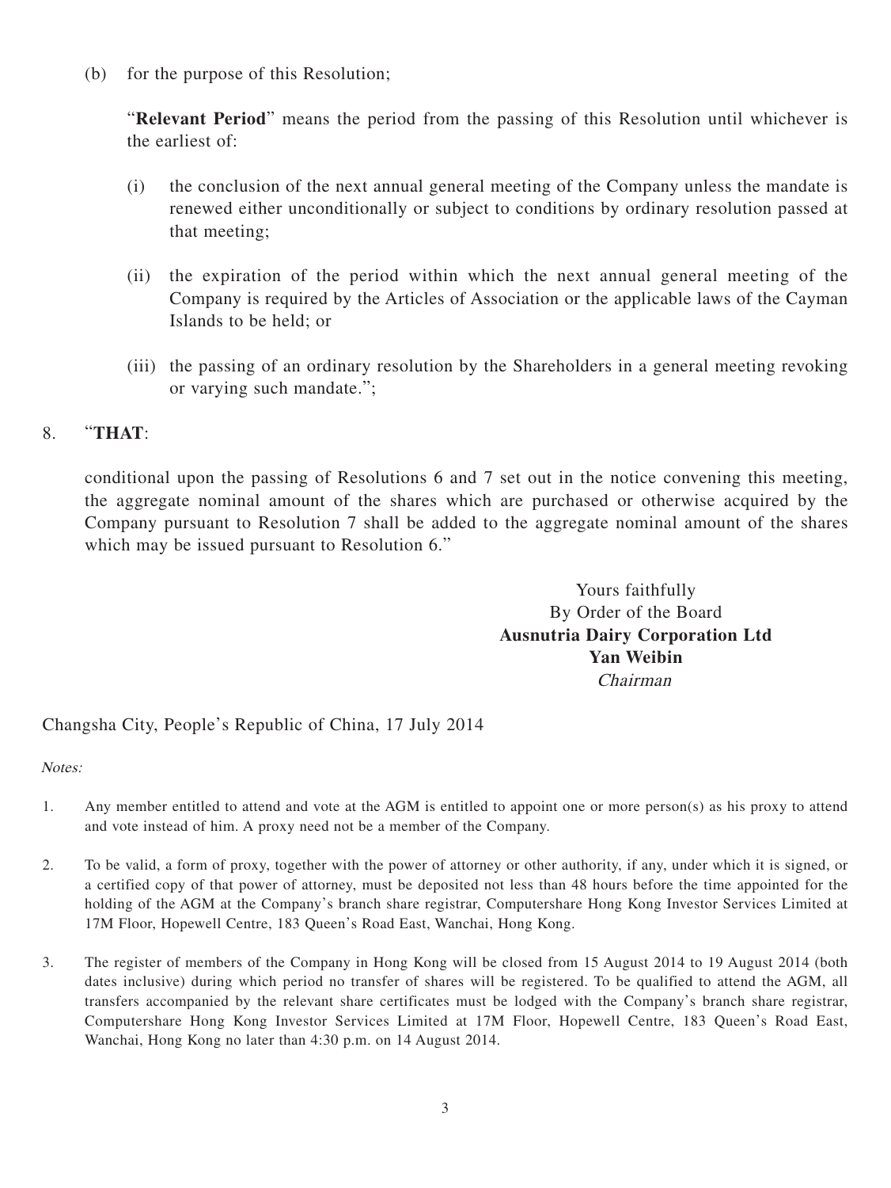(b) for the purpose of this Resolution;

"**Relevant Period**" means the period from the passing of this Resolution until whichever is the earliest of:

(i) the conclusion of the next annual general meeting of the Company unless the mandate is renewed either unconditionally or subject to conditions by ordinary resolution passed at that meeting;

(ii) the expiration of the period within which the next annual general meeting of the Company is required by the Articles of Association or the applicable laws of the Cayman Islands to be held; or

(iii) the passing of an ordinary resolution by the Shareholders in a general meeting revoking or varying such mandate.";

8. "**THAT**:

conditional upon the passing of Resolutions 6 and 7 set out in the notice convening this meeting, the aggregate nominal amount of the shares which are purchased or otherwise acquired by the Company pursuant to Resolution 7 shall be added to the aggregate nominal amount of the shares which may be issued pursuant to Resolution 6."

Yours faithfully
By Order of the Board
**Ausnutria Dairy Corporation Ltd**
**Yan Weibin**
*Chairman*

Changsha City, People's Republic of China, 17 July 2014

*Notes:*

1. Any member entitled to attend and vote at the AGM is entitled to appoint one or more person(s) as his proxy to attend and vote instead of him. A proxy need not be a member of the Company.

2. To be valid, a form of proxy, together with the power of attorney or other authority, if any, under which it is signed, or a certified copy of that power of attorney, must be deposited not less than 48 hours before the time appointed for the holding of the AGM at the Company's branch share registrar, Computershare Hong Kong Investor Services Limited at 17M Floor, Hopewell Centre, 183 Queen's Road East, Wanchai, Hong Kong.

3. The register of members of the Company in Hong Kong will be closed from 15 August 2014 to 19 August 2014 (both dates inclusive) during which period no transfer of shares will be registered. To be qualified to attend the AGM, all transfers accompanied by the relevant share certificates must be lodged with the Company's branch share registrar, Computershare Hong Kong Investor Services Limited at 17M Floor, Hopewell Centre, 183 Queen's Road East, Wanchai, Hong Kong no later than 4:30 p.m. on 14 August 2014.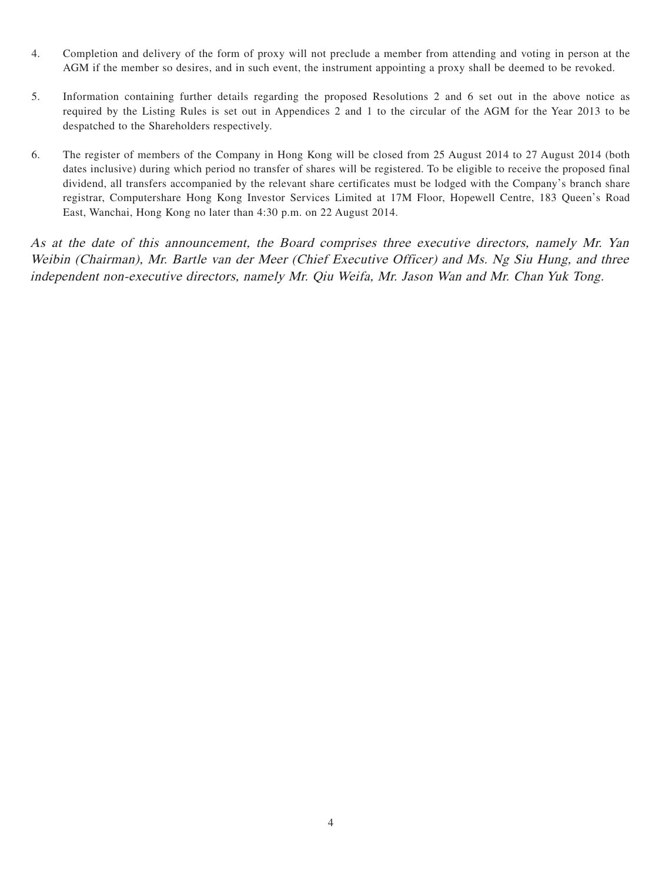4. Completion and delivery of the form of proxy will not preclude a member from attending and voting in person at the AGM if the member so desires, and in such event, the instrument appointing a proxy shall be deemed to be revoked.

5. Information containing further details regarding the proposed Resolutions 2 and 6 set out in the above notice as required by the Listing Rules is set out in Appendices 2 and 1 to the circular of the AGM for the Year 2013 to be despatched to the Shareholders respectively.

6. The register of members of the Company in Hong Kong will be closed from 25 August 2014 to 27 August 2014 (both dates inclusive) during which period no transfer of shares will be registered. To be eligible to receive the proposed final dividend, all transfers accompanied by the relevant share certificates must be lodged with the Company's branch share registrar, Computershare Hong Kong Investor Services Limited at 17M Floor, Hopewell Centre, 183 Queen's Road East, Wanchai, Hong Kong no later than 4:30 p.m. on 22 August 2014.

*As at the date of this announcement, the Board comprises three executive directors, namely Mr. Yan Weibin (Chairman), Mr. Bartle van der Meer (Chief Executive Officer) and Ms. Ng Siu Hung, and three independent non-executive directors, namely Mr. Qiu Weifa, Mr. Jason Wan and Mr. Chan Yuk Tong.*